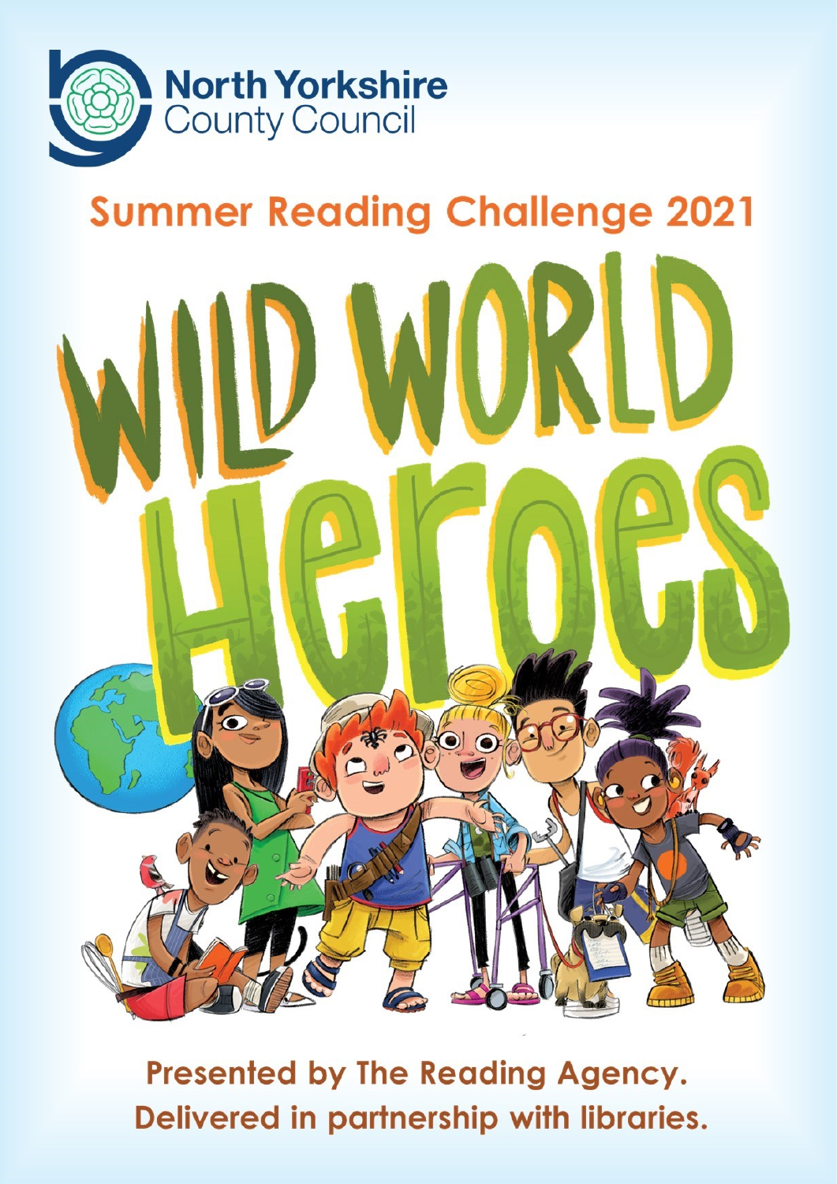North Yorkshire County Council

## Summer Reading Challenge 2021

# WILD WORLD Heroes

**Presented by The Reading Agency.**
**Delivered in partnership with libraries.**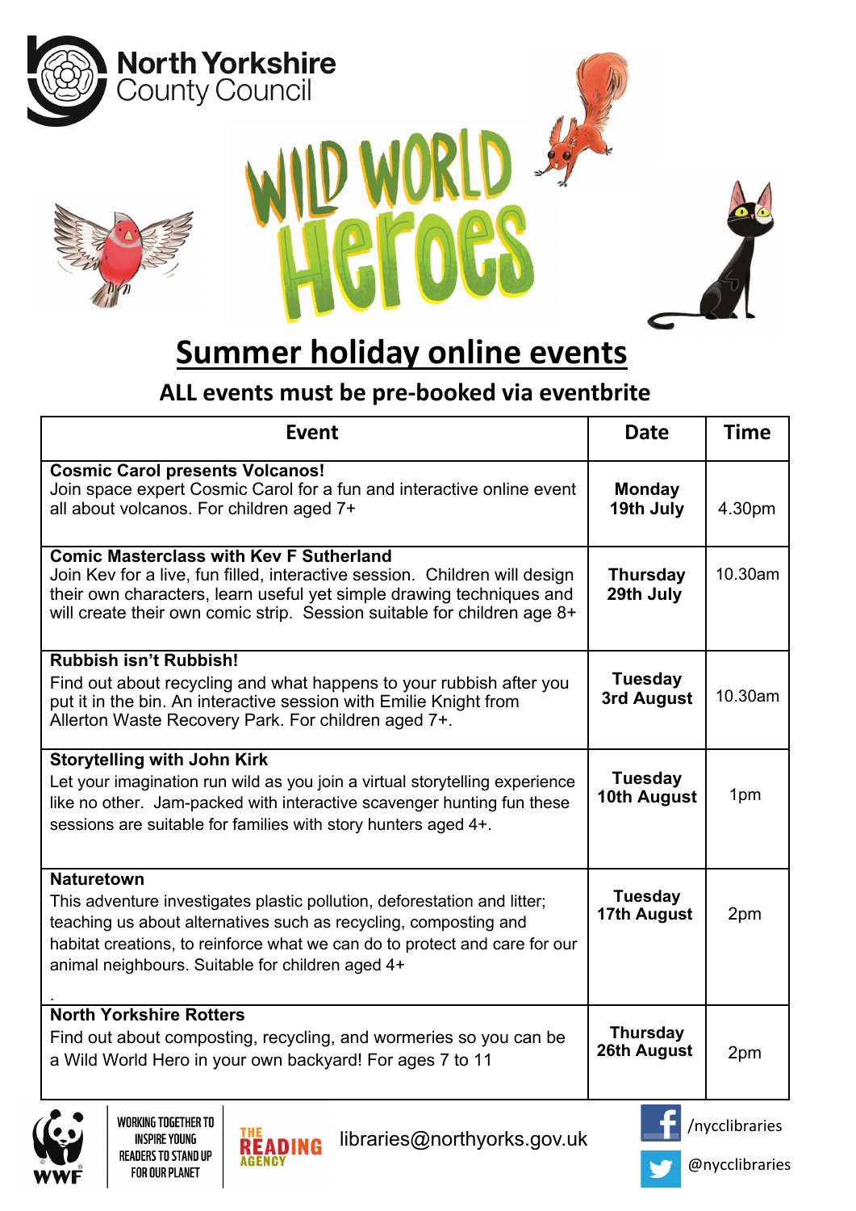North Yorkshire County Council

# WILD WORLD Heroes

## Summer holiday online events

**ALL events must be pre-booked via eventbrite**

| Event | Date | Time |
|---|---|---|
| **Cosmic Carol presents Volcanos!** Join space expert Cosmic Carol for a fun and interactive online event all about volcanos. For children aged 7+ | **Monday 19th July** | 4.30pm |
| **Comic Masterclass with Kev F Sutherland** Join Kev for a live, fun filled, interactive session. Children will design their own characters, learn useful yet simple drawing techniques and will create their own comic strip. Session suitable for children age 8+ | **Thursday 29th July** | 10.30am |
| **Rubbish isn't Rubbish!** Find out about recycling and what happens to your rubbish after you put it in the bin. An interactive session with Emilie Knight from Allerton Waste Recovery Park. For children aged 7+. | **Tuesday 3rd August** | 10.30am |
| **Storytelling with John Kirk** Let your imagination run wild as you join a virtual storytelling experience like no other. Jam-packed with interactive scavenger hunting fun these sessions are suitable for families with story hunters aged 4+. | **Tuesday 10th August** | 1pm |
| **Naturetown** This adventure investigates plastic pollution, deforestation and litter; teaching us about alternatives such as recycling, composting and habitat creations, to reinforce what we can do to protect and care for our animal neighbours. Suitable for children aged 4+ . | **Tuesday 17th August** | 2pm |
| **North Yorkshire Rotters** Find out about composting, recycling, and wormeries so you can be a Wild World Hero in your own backyard! For ages 7 to 11 | **Thursday 26th August** | 2pm |

WWF — WORKING TOGETHER TO INSPIRE YOUNG READERS TO STAND UP FOR OUR PLANET

THE READING AGENCY

libraries@northyorks.gov.uk

/nycclibraries

@nycclibraries